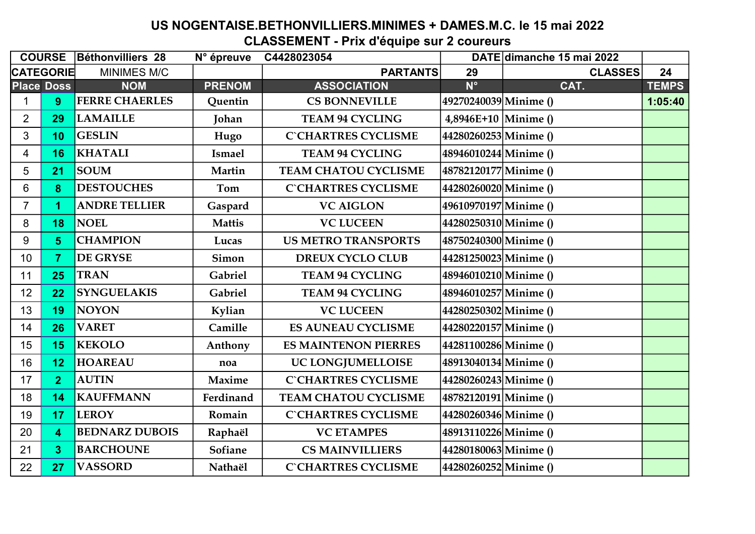# US NOGENTAISE.BETHONVILLIERS.MINIMES + DAMES.M.C. le 15 mai 2022

## CLASSEMENT - Prix d'équipe sur 2 coureurs

| COURSE | | Béthonvilliers 28 | N° épreuve | C4428023054 | DATE | dimanche 15 mai 2022 | |
|---|---|---|---|---|---|---|---|
| CATEGORIE | | MINIMES M/C | | PARTANTS | 29 | CLASSES | 24 |
| **Place** | **Doss** | **NOM** | **PRENOM** | **ASSOCIATION** | **N°** | **CAT.** | **TEMPS** |
| 1 | 9 | FERRE CHAERLES | Quentin | CS BONNEVILLE | 49270240039 | Minime () | 1:05:40 |
| 2 | 29 | LAMAILLE | Johan | TEAM 94 CYCLING | 4,8946E+10 | Minime () | |
| 3 | 10 | GESLIN | Hugo | C`CHARTRES CYCLISME | 44280260253 | Minime () | |
| 4 | 16 | KHATALI | Ismael | TEAM 94 CYCLING | 48946010244 | Minime () | |
| 5 | 21 | SOUM | Martin | TEAM CHATOU CYCLISME | 48782120177 | Minime () | |
| 6 | 8 | DESTOUCHES | Tom | C`CHARTRES CYCLISME | 44280260020 | Minime () | |
| 7 | 1 | ANDRE TELLIER | Gaspard | VC AIGLON | 49610970197 | Minime () | |
| 8 | 18 | NOEL | Mattis | VC LUCEEN | 44280250310 | Minime () | |
| 9 | 5 | CHAMPION | Lucas | US METRO TRANSPORTS | 48750240300 | Minime () | |
| 10 | 7 | DE GRYSE | Simon | DREUX CYCLO CLUB | 44281250023 | Minime () | |
| 11 | 25 | TRAN | Gabriel | TEAM 94 CYCLING | 48946010210 | Minime () | |
| 12 | 22 | SYNGUELAKIS | Gabriel | TEAM 94 CYCLING | 48946010257 | Minime () | |
| 13 | 19 | NOYON | Kylian | VC LUCEEN | 44280250302 | Minime () | |
| 14 | 26 | VARET | Camille | ES AUNEAU CYCLISME | 44280220157 | Minime () | |
| 15 | 15 | KEKOLO | Anthony | ES MAINTENON PIERRES | 44281100286 | Minime () | |
| 16 | 12 | HOAREAU | noa | UC LONGJUMELLOISE | 48913040134 | Minime () | |
| 17 | 2 | AUTIN | Maxime | C`CHARTRES CYCLISME | 44280260243 | Minime () | |
| 18 | 14 | KAUFFMANN | Ferdinand | TEAM CHATOU CYCLISME | 48782120191 | Minime () | |
| 19 | 17 | LEROY | Romain | C`CHARTRES CYCLISME | 44280260346 | Minime () | |
| 20 | 4 | BEDNARZ DUBOIS | Raphaël | VC ETAMPES | 48913110226 | Minime () | |
| 21 | 3 | BARCHOUNE | Sofiane | CS MAINVILLIERS | 44280180063 | Minime () | |
| 22 | 27 | VASSORD | Nathaël | C`CHARTRES CYCLISME | 44280260252 | Minime () | |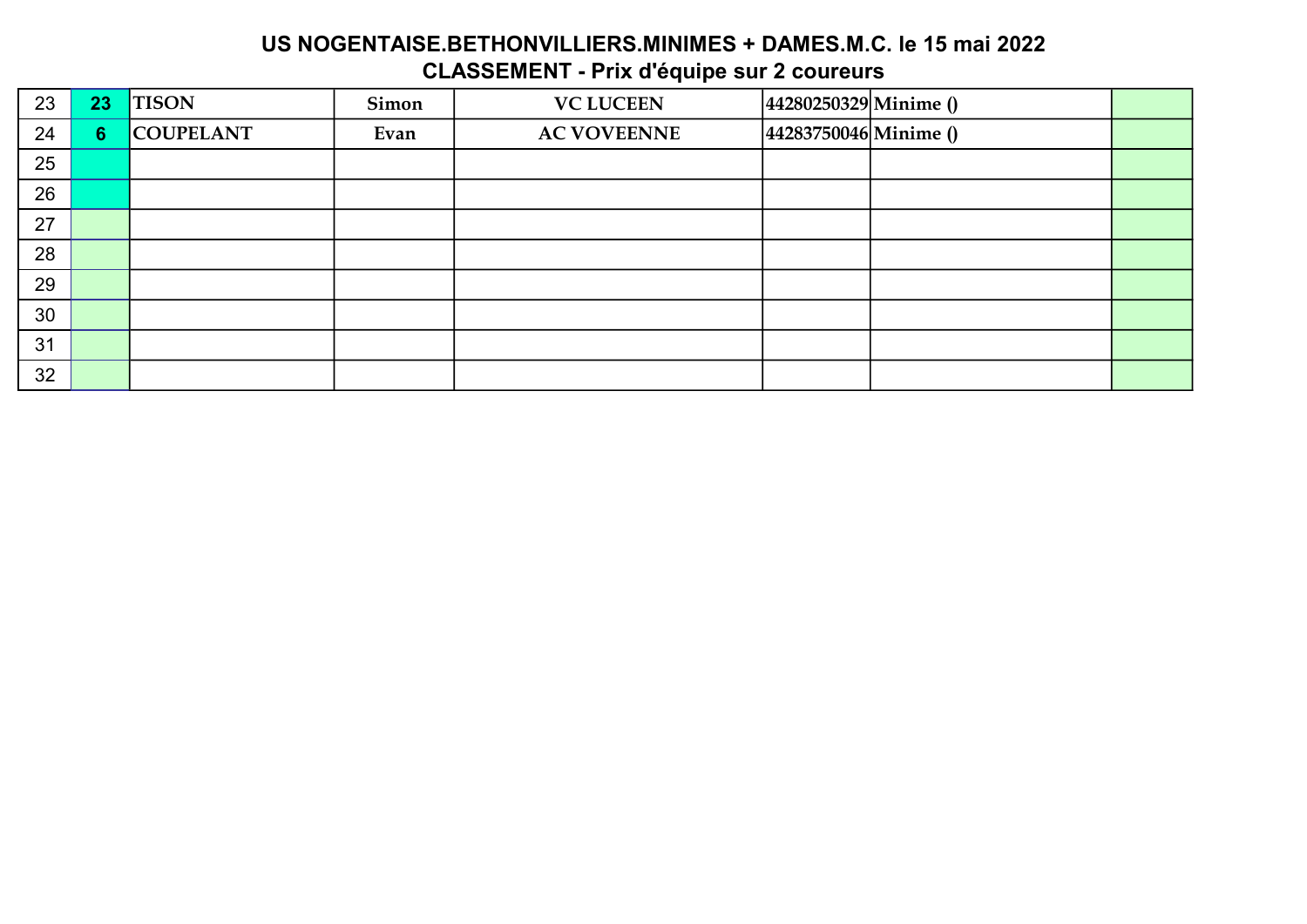## US NOGENTAISE.BETHONVILLIERS.MINIMES + DAMES.M.C. le 15 mai 2022

## CLASSEMENT - Prix d'équipe sur 2 coureurs

| | | | | | | | |
|---|---|---|---|---|---|---|---|
| 23 | 23 | TISON | Simon | VC LUCEEN | 44280250329 | Minime () | |
| 24 | 6 | COUPELANT | Evan | AC VOVEENNE | 44283750046 | Minime () | |
| 25 | | | | | | | |
| 26 | | | | | | | |
| 27 | | | | | | | |
| 28 | | | | | | | |
| 29 | | | | | | | |
| 30 | | | | | | | |
| 31 | | | | | | | |
| 32 | | | | | | | |